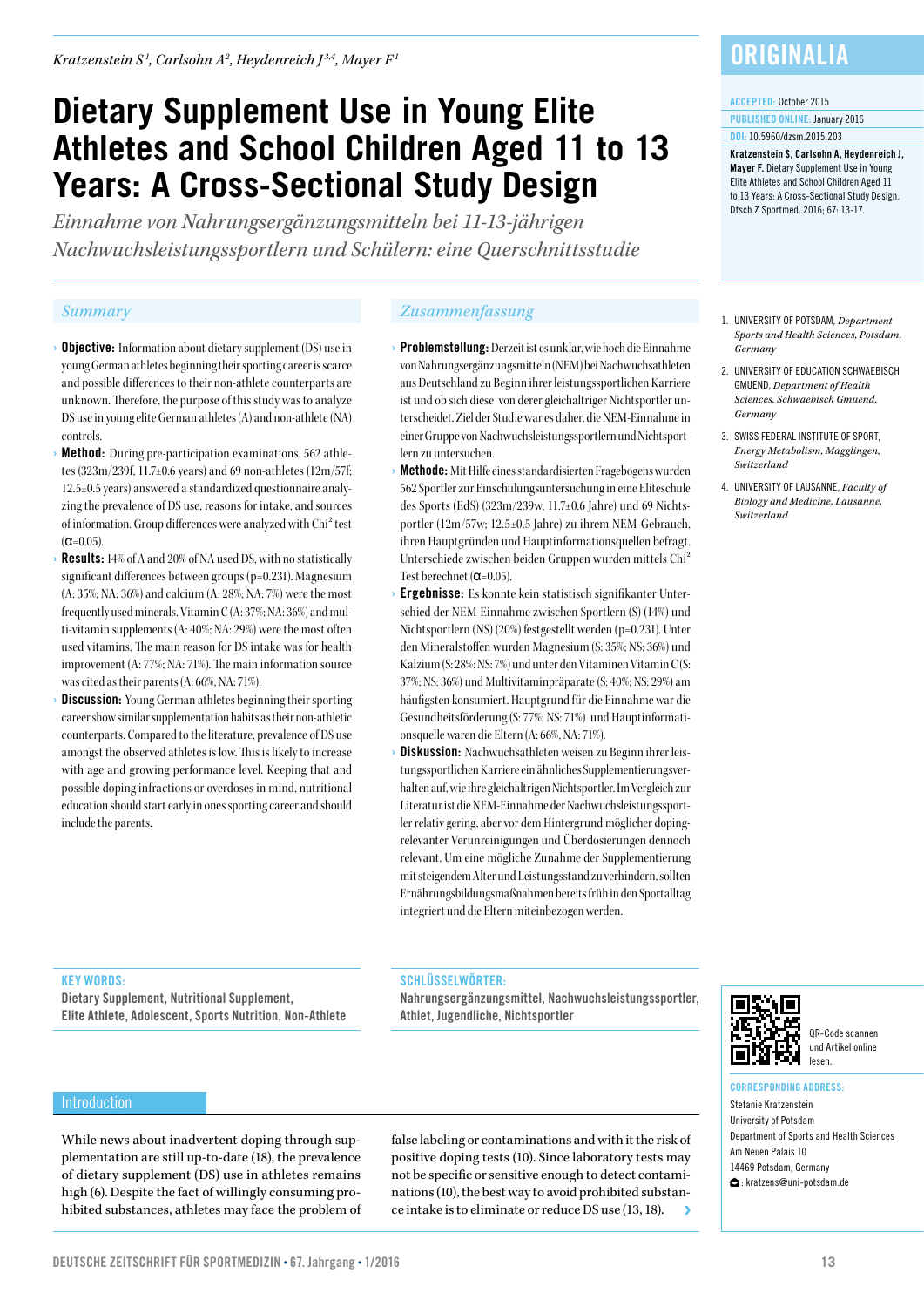ORIGINALIA

ACCEPTED: October 2015

PUBLISHED ONLINE: January 2016

DOI: 10.5960/dzsm.2015.203

**Kratzenstein S, Carlsohn A, Heydenreich J, Mayer F.** Dietary Supplement Use in Young Elite Athletes and School Children Aged 11 to 13 Years: A Cross-Sectional Study Design. Dtsch Z Sportmed. 2016; 67: 13-17.

*Kratzenstein S[1], Carlsohn A[2], Heydenreich J[3,4], Mayer F[1]*

# Dietary Supplement Use in Young Elite Athletes and School Children Aged 11 to 13 Years: A Cross-Sectional Study Design

*Einnahme von Nahrungsergänzungsmitteln bei 11-13-jährigen Nachwuchsleistungssportlern und Schülern: eine Querschnittsstudie*

## Summary

- **Objective:** Information about dietary supplement (DS) use in young German athletes beginning their sporting career is scarce and possible differences to their non-athlete counterparts are unknown. Therefore, the purpose of this study was to analyze DS use in young elite German athletes (A) and non-athlete (NA) controls.
- **Method:** During pre-participation examinations, 562 athletes (323m/239f, 11.7±0.6 years) and 69 non-athletes (12m/57f; 12.5±0.5 years) answered a standardized questionnaire analyzing the prevalence of DS use, reasons for intake, and sources of information. Group differences were analyzed with Chi$^2$ test ($\alpha$=0.05).
- **Results:** 14% of A and 20% of NA used DS, with no statistically significant differences between groups (p=0.231). Magnesium (A: 35%; NA: 36%) and calcium (A: 28%; NA: 7%) were the most frequently used minerals. Vitamin C (A: 37%; NA: 36%) and multi-vitamin supplements (A: 40%; NA: 29%) were the most often used vitamins. The main reason for DS intake was for health improvement (A: 77%; NA: 71%). The main information source was cited as their parents (A: 66%, NA: 71%).
- **Discussion:** Young German athletes beginning their sporting career show similar supplementation habits as their non-athletic counterparts. Compared to the literature, prevalence of DS use amongst the observed athletes is low. This is likely to increase with age and growing performance level. Keeping that and possible doping infractions or overdoses in mind, nutritional education should start early in ones sporting career and should include the parents.

## Zusammenfassung

- **Problemstellung:** Derzeit ist es unklar, wie hoch die Einnahme von Nahrungsergänzungsmitteln (NEM) bei Nachwuchsathleten aus Deutschland zu Beginn ihrer leistungssportlichen Karriere ist und ob sich diese von derer gleichaltriger Nichtsportler unterscheidet. Ziel der Studie war es daher, die NEM-Einnahme in einer Gruppe von Nachwuchsleistungssportlern und Nichtsportlern zu untersuchen.
- **Methode:** Mit Hilfe eines standardisierten Fragebogens wurden 562 Sportler zur Einschulungsuntersuchung in eine Eliteschule des Sports (EdS) (323m/239w, 11.7±0.6 Jahre) und 69 Nichtsportler (12m/57w; 12.5±0.5 Jahre) zu ihrem NEM-Gebrauch, ihren Hauptgründen und Hauptinformationsquellen befragt. Unterschiede zwischen beiden Gruppen wurden mittels Chi$^2$ Test berechnet ($\alpha$=0.05).
- **Ergebnisse:** Es konnte kein statistisch signifikanter Unterschied der NEM-Einnahme zwischen Sportlern (S) (14%) und Nichtsportlern (NS) (20%) festgestellt werden (p=0.231). Unter den Mineralstoffen wurden Magnesium (S: 35%; NS: 36%) und Kalzium (S: 28%; NS: 7%) und unter den Vitaminen Vitamin C (S: 37%; NS: 36%) und Multivitaminpräparate (S: 40%; NS: 29%) am häufigsten konsumiert. Hauptgrund für die Einnahme war die Gesundheitsförderung (S: 77%; NS: 71%) und Hauptinformationsquelle waren die Eltern (A: 66%, NA: 71%).
- **Diskussion:** Nachwuchsathleten weisen zu Beginn ihrer leistungssportlichen Karriere ein ähnliches Supplementierungsverhalten auf, wie ihre gleichaltrigen Nichtsportler. Im Vergleich zur Literatur ist die NEM-Einnahme der Nachwuchsleistungssportler relativ gering, aber vor dem Hintergrund möglicher dopingrelevanter Verunreinigungen und Überdosierungen dennoch relevant. Um eine mögliche Zunahme der Supplementierung mit steigendem Alter und Leistungsstand zu verhindern, sollten Ernährungsbildungsmaßnahmen bereits früh in den Sportalltag integriert und die Eltern miteinbezogen werden.

**KEY WORDS:**
Dietary Supplement, Nutritional Supplement, Elite Athlete, Adolescent, Sports Nutrition, Non-Athlete

**SCHLÜSSELWÖRTER:**
Nahrungsergänzungsmittel, Nachwuchsleistungssportler, Athlet, Jugendliche, Nichtsportler

1. UNIVERSITY OF POTSDAM, *Department Sports and Health Sciences, Potsdam, Germany*
2. UNIVERSITY OF EDUCATION SCHWAEBISCH GMUEND, *Department of Health Sciences, Schwaebisch Gmuend, Germany*
3. SWISS FEDERAL INSTITUTE OF SPORT, *Energy Metabolism, Magglingen, Switzerland*
4. UNIVERSITY OF LAUSANNE, *Faculty of Biology and Medicine, Lausanne, Switzerland*

QR-Code scannen und Artikel online lesen.

**CORRESPONDING ADDRESS:**
Stefanie Kratzenstein
University of Potsdam
Department of Sports and Health Sciences
Am Neuen Palais 10
14469 Potsdam, Germany
: kratzens@uni-potsdam.de

## Introduction

While news about inadvertent doping through supplementation are still up-to-date (18), the prevalence of dietary supplement (DS) use in athletes remains high (6). Despite the fact of willingly consuming prohibited substances, athletes may face the problem of false labeling or contaminations and with it the risk of positive doping tests (10). Since laboratory tests may not be specific or sensitive enough to detect contaminations (10), the best way to avoid prohibited substance intake is to eliminate or reduce DS use (13, 18).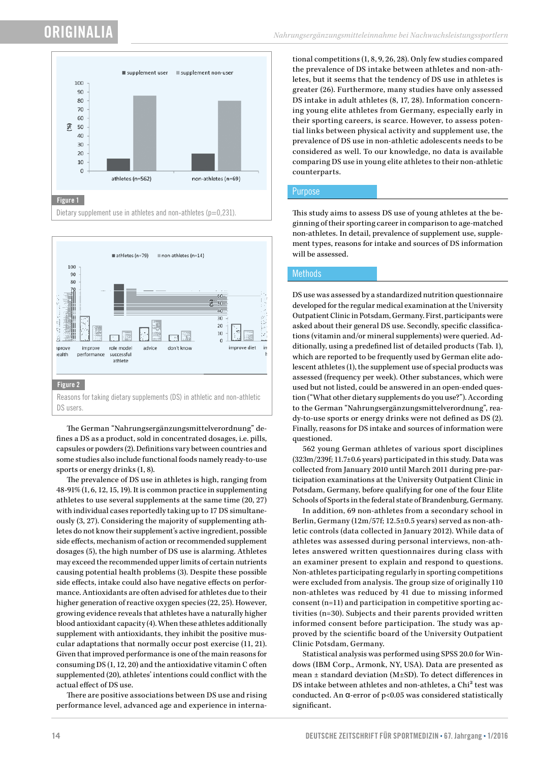Figure 1

Dietary supplement use in athletes and non-athletes (p=0,231).

Figure 2

Reasons for taking dietary supplements (DS) in athletic and non-athletic DS users.

The German "Nahrungsergänzungsmittelverordnung" defines a DS as a product, sold in concentrated dosages, i.e. pills, capsules or powders (2). Definitions vary between countries and some studies also include functional foods namely ready-to-use sports or energy drinks (1, 8).

The prevalence of DS use in athletes is high, ranging from 48-91% (1, 6, 12, 15, 19). It is common practice in supplementing athletes to use several supplements at the same time (20, 27) with individual cases reportedly taking up to 17 DS simultaneously (3, 27). Considering the majority of supplementing athletes do not know their supplement's active ingredient, possible side effects, mechanism of action or recommended supplement dosages (5), the high number of DS use is alarming. Athletes may exceed the recommended upper limits of certain nutrients causing potential health problems (3). Despite these possible side effects, intake could also have negative effects on performance. Antioxidants are often advised for athletes due to their higher generation of reactive oxygen species (22, 25). However, growing evidence reveals that athletes have a naturally higher blood antioxidant capacity (4). When these athletes additionally supplement with antioxidants, they inhibit the positive muscular adaptations that normally occur post exercise (11, 21). Given that improved performance is one of the main reasons for consuming DS (1, 12, 20) and the antioxidative vitamin C often supplemented (20), athletes' intentions could conflict with the actual effect of DS use.

There are positive associations between DS use and rising performance level, advanced age and experience in international competitions (1, 8, 9, 26, 28). Only few studies compared the prevalence of DS intake between athletes and non-athletes, but it seems that the tendency of DS use in athletes is greater (26). Furthermore, many studies have only assessed DS intake in adult athletes (8, 17, 28). Information concerning young elite athletes from Germany, especially early in their sporting careers, is scarce. However, to assess potential links between physical activity and supplement use, the prevalence of DS use in non-athletic adolescents needs to be considered as well. To our knowledge, no data is available comparing DS use in young elite athletes to their non-athletic counterparts.

## Purpose

This study aims to assess DS use of young athletes at the beginning of their sporting career in comparison to age-matched non-athletes. In detail, prevalence of supplement use, supplement types, reasons for intake and sources of DS information will be assessed.

## Methods

DS use was assessed by a standardized nutrition questionnaire developed for the regular medical examination at the University Outpatient Clinic in Potsdam, Germany. First, participants were asked about their general DS use. Secondly, specific classifications (vitamin and/or mineral supplements) were queried. Additionally, using a predefined list of detailed products (Tab. 1), which are reported to be frequently used by German elite adolescent athletes (1), the supplement use of special products was assessed (frequency per week). Other substances, which were used but not listed, could be answered in an open-ended question ("What other dietary supplements do you use?"). According to the German "Nahrungsergänzungsmittelverordnung", ready-to-use sports or energy drinks were not defined as DS (2). Finally, reasons for DS intake and sources of information were questioned.

562 young German athletes of various sport disciplines (323m/239f; 11.7±0.6 years) participated in this study. Data was collected from January 2010 until March 2011 during pre-participation examinations at the University Outpatient Clinic in Potsdam, Germany, before qualifying for one of the four Elite Schools of Sports in the federal state of Brandenburg, Germany.

In addition, 69 non-athletes from a secondary school in Berlin, Germany (12m/57f; 12.5±0.5 years) served as non-athletic controls (data collected in January 2012). While data of athletes was assessed during personal interviews, non-athletes answered written questionnaires during class with an examiner present to explain and respond to questions. Non-athletes participating regularly in sporting competitions were excluded from analysis. The group size of originally 110 non-athletes was reduced by 41 due to missing informed consent (n=11) and participation in competitive sporting activities (n=30). Subjects and their parents provided written informed consent before participation. The study was approved by the scientific board of the University Outpatient Clinic Potsdam, Germany.

Statistical analysis was performed using SPSS 20.0 for Windows (IBM Corp., Armonk, NY, USA). Data are presented as mean ± standard deviation (M±SD). To detect differences in DS intake between athletes and non-athletes, a Chi² test was conducted. An α-error of $p<0.05$ was considered statistically significant.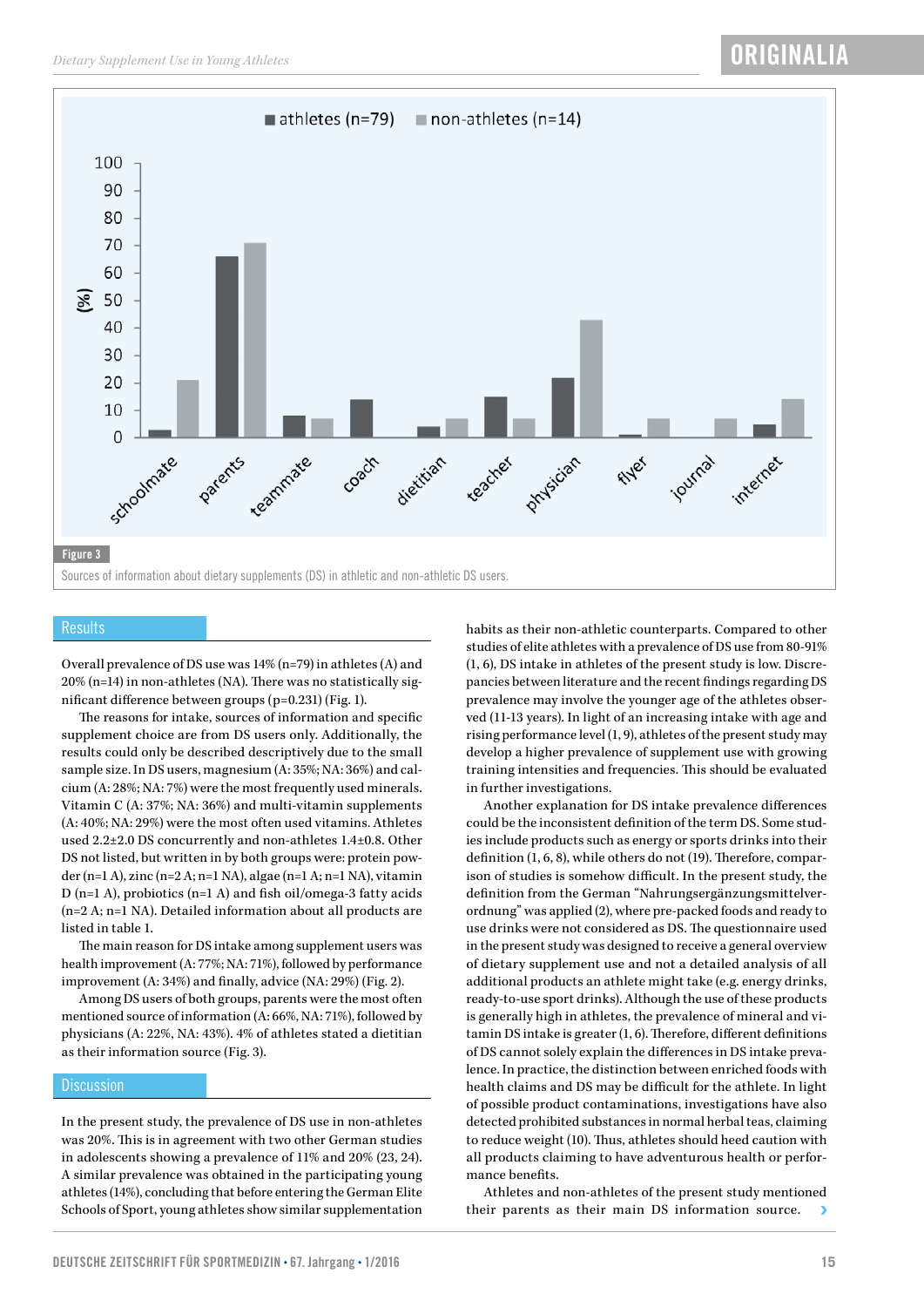Figure 3

Sources of information about dietary supplements (DS) in athletic and non-athletic DS users.

## Results

Overall prevalence of DS use was 14% (n=79) in athletes (A) and 20% (n=14) in non-athletes (NA). There was no statistically significant difference between groups (p=0.231) (Fig. 1).

The reasons for intake, sources of information and specific supplement choice are from DS users only. Additionally, the results could only be described descriptively due to the small sample size. In DS users, magnesium (A: 35%; NA: 36%) and calcium (A: 28%; NA: 7%) were the most frequently used minerals. Vitamin C (A: 37%; NA: 36%) and multi-vitamin supplements (A: 40%; NA: 29%) were the most often used vitamins. Athletes used 2.2±2.0 DS concurrently and non-athletes 1.4±0.8. Other DS not listed, but written in by both groups were: protein powder (n=1 A), zinc (n=2 A; n=1 NA), algae (n=1 A; n=1 NA), vitamin D (n=1 A), probiotics (n=1 A) and fish oil/omega-3 fatty acids (n=2 A; n=1 NA). Detailed information about all products are listed in table 1.

The main reason for DS intake among supplement users was health improvement (A: 77%; NA: 71%), followed by performance improvement (A: 34%) and finally, advice (NA: 29%) (Fig. 2).

Among DS users of both groups, parents were the most often mentioned source of information (A: 66%, NA: 71%), followed by physicians (A: 22%, NA: 43%). 4% of athletes stated a dietitian as their information source (Fig. 3).

## Discussion

In the present study, the prevalence of DS use in non-athletes was 20%. This is in agreement with two other German studies in adolescents showing a prevalence of 11% and 20% (23, 24). A similar prevalence was obtained in the participating young athletes (14%), concluding that before entering the German Elite Schools of Sport, young athletes show similar supplementation habits as their non-athletic counterparts. Compared to other studies of elite athletes with a prevalence of DS use from 80-91% (1, 6), DS intake in athletes of the present study is low. Discrepancies between literature and the recent findings regarding DS prevalence may involve the younger age of the athletes observed (11-13 years). In light of an increasing intake with age and rising performance level (1, 9), athletes of the present study may develop a higher prevalence of supplement use with growing training intensities and frequencies. This should be evaluated in further investigations.

Another explanation for DS intake prevalence differences could be the inconsistent definition of the term DS. Some studies include products such as energy or sports drinks into their definition (1, 6, 8), while others do not (19). Therefore, comparison of studies is somehow difficult. In the present study, the definition from the German "Nahrungsergänzungsmittelverordnung" was applied (2), where pre-packed foods and ready to use drinks were not considered as DS. The questionnaire used in the present study was designed to receive a general overview of dietary supplement use and not a detailed analysis of all additional products an athlete might take (e.g. energy drinks, ready-to-use sport drinks). Although the use of these products is generally high in athletes, the prevalence of mineral and vitamin DS intake is greater (1, 6). Therefore, different definitions of DS cannot solely explain the differences in DS intake prevalence. In practice, the distinction between enriched foods with health claims and DS may be difficult for the athlete. In light of possible product contaminations, investigations have also detected prohibited substances in normal herbal teas, claiming to reduce weight (10). Thus, athletes should heed caution with all products claiming to have adventurous health or performance benefits.

Athletes and non-athletes of the present study mentioned their parents as their main DS information source.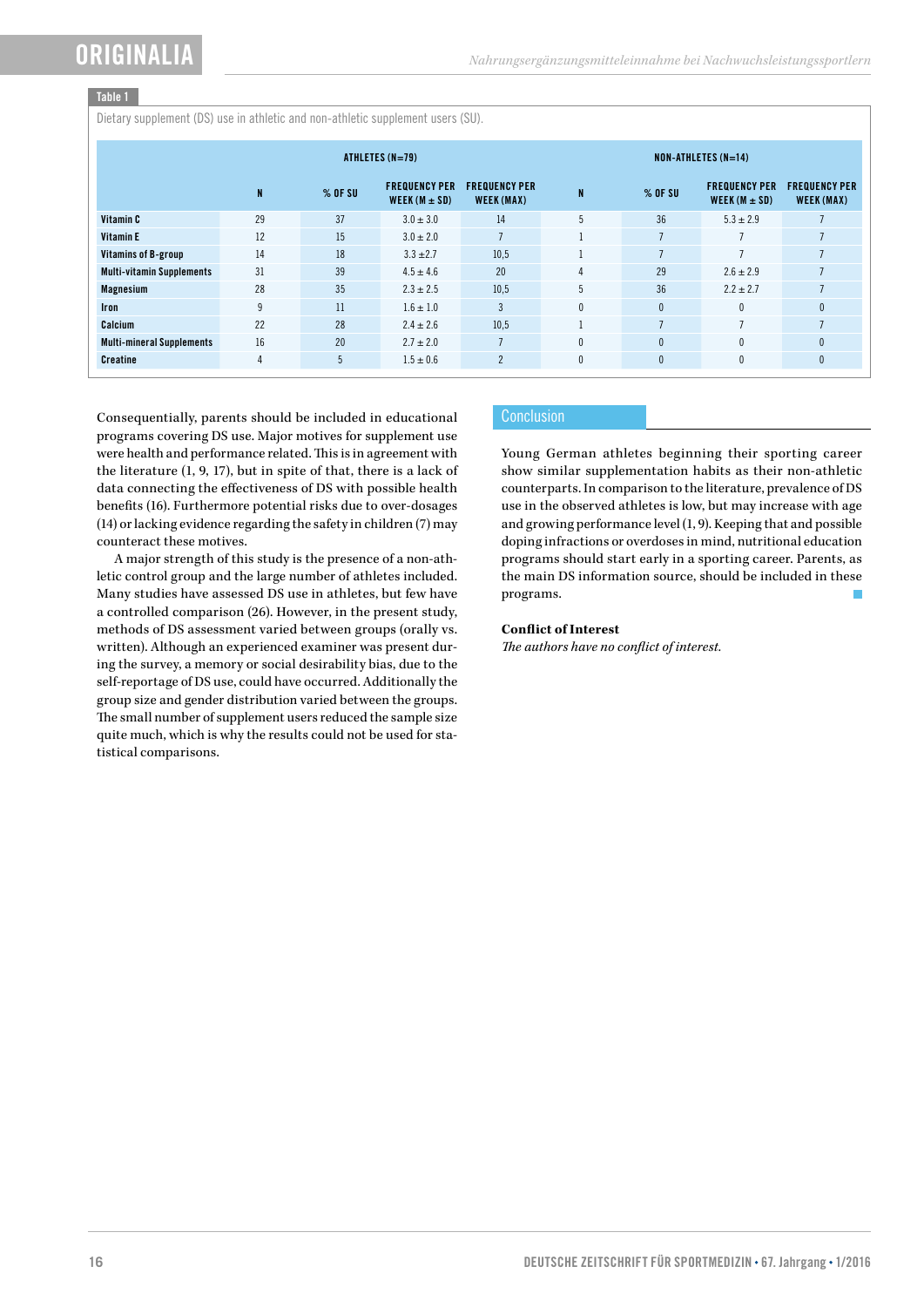**Table 1**

Dietary supplement (DS) use in athletic and non-athletic supplement users (SU).

| | ATHLETES (N=79) | | | | NON-ATHLETES (N=14) | | | |
|---|---|---|---|---|---|---|---|---|
| | N | % OF SU | FREQUENCY PER WEEK (M ± SD) | FREQUENCY PER WEEK (MAX) | N | % OF SU | FREQUENCY PER WEEK (M ± SD) | FREQUENCY PER WEEK (MAX) |
| **Vitamin C** | 29 | 37 | 3.0 ± 3.0 | 14 | 5 | 36 | 5.3 ± 2.9 | 7 |
| **Vitamin E** | 12 | 15 | 3.0 ± 2.0 | 7 | 1 | 7 | 7 | 7 |
| **Vitamins of B-group** | 14 | 18 | 3.3 ±2.7 | 10,5 | 1 | 7 | 7 | 7 |
| **Multi-vitamin Supplements** | 31 | 39 | 4.5 ± 4.6 | 20 | 4 | 29 | 2.6 ± 2.9 | 7 |
| **Magnesium** | 28 | 35 | 2.3 ± 2.5 | 10,5 | 5 | 36 | 2.2 ± 2.7 | 7 |
| **Iron** | 9 | 11 | 1.6 ± 1.0 | 3 | 0 | 0 | 0 | 0 |
| **Calcium** | 22 | 28 | 2.4 ± 2.6 | 10,5 | 1 | 7 | 7 | 7 |
| **Multi-mineral Supplements** | 16 | 20 | 2.7 ± 2.0 | 7 | 0 | 0 | 0 | 0 |
| **Creatine** | 4 | 5 | 1.5 ± 0.6 | 2 | 0 | 0 | 0 | 0 |

Consequentially, parents should be included in educational programs covering DS use. Major motives for supplement use were health and performance related. This is in agreement with the literature (1, 9, 17), but in spite of that, there is a lack of data connecting the effectiveness of DS with possible health benefits (16). Furthermore potential risks due to over-dosages (14) or lacking evidence regarding the safety in children (7) may counteract these motives.

A major strength of this study is the presence of a non-athletic control group and the large number of athletes included. Many studies have assessed DS use in athletes, but few have a controlled comparison (26). However, in the present study, methods of DS assessment varied between groups (orally vs. written). Although an experienced examiner was present during the survey, a memory or social desirability bias, due to the self-reportage of DS use, could have occurred. Additionally the group size and gender distribution varied between the groups. The small number of supplement users reduced the sample size quite much, which is why the results could not be used for statistical comparisons.

## Conclusion

Young German athletes beginning their sporting career show similar supplementation habits as their non-athletic counterparts. In comparison to the literature, prevalence of DS use in the observed athletes is low, but may increase with age and growing performance level (1, 9). Keeping that and possible doping infractions or overdoses in mind, nutritional education programs should start early in a sporting career. Parents, as the main DS information source, should be included in these programs.

**Conflict of Interest**

*The authors have no conflict of interest.*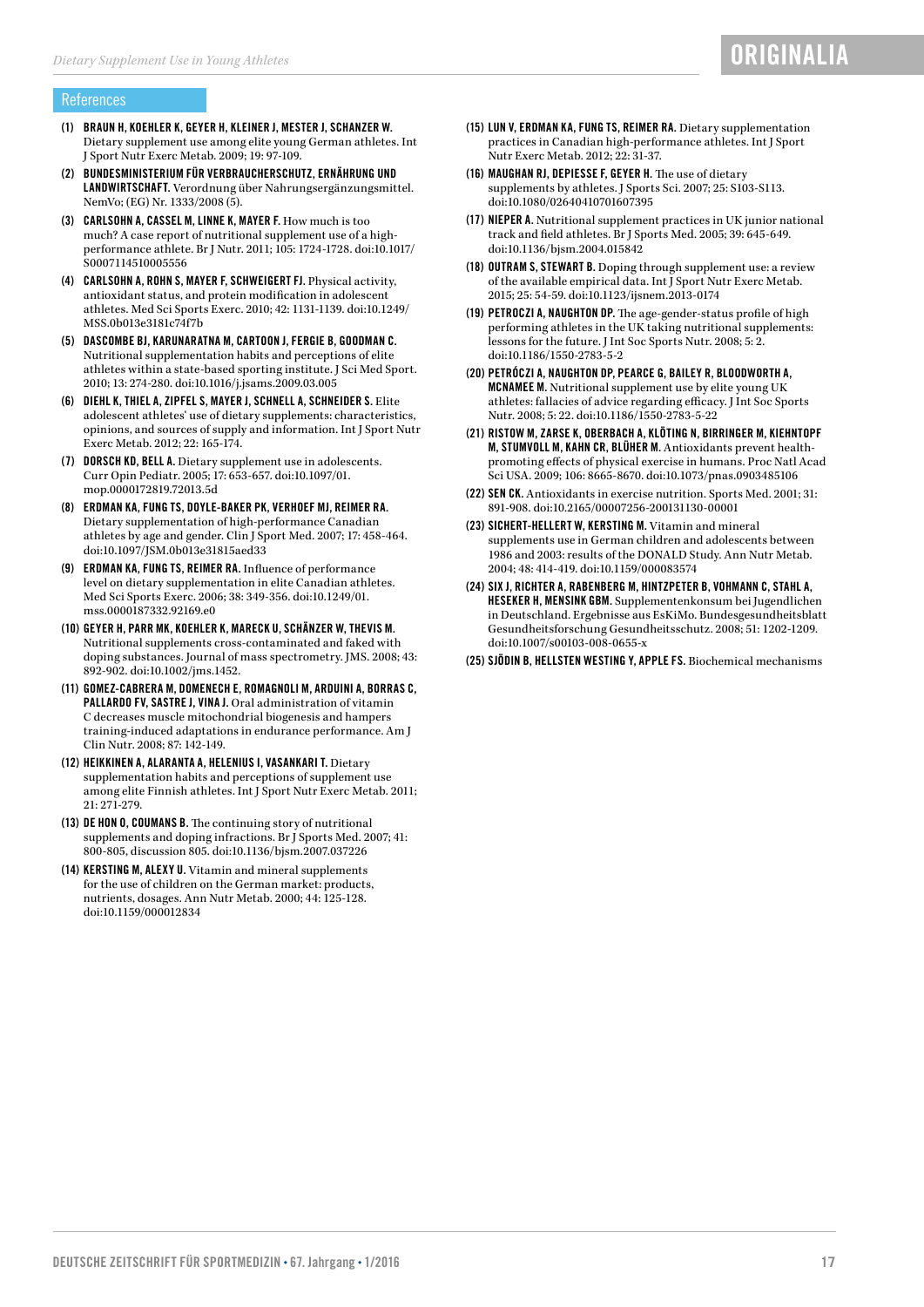## References

(1) **BRAUN H, KOEHLER K, GEYER H, KLEINER J, MESTER J, SCHANZER W.** Dietary supplement use among elite young German athletes. Int J Sport Nutr Exerc Metab. 2009; 19: 97-109.

(2) **BUNDESMINISTERIUM FÜR VERBRAUCHERSCHUTZ, ERNÄHRUNG UND LANDWIRTSCHAFT.** Verordnung über Nahrungsergänzungsmittel. NemVo; (EG) Nr. 1333/2008 (5).

(3) **CARLSOHN A, CASSEL M, LINNE K, MAYER F.** How much is too much? A case report of nutritional supplement use of a high-performance athlete. Br J Nutr. 2011; 105: 1724-1728. doi:10.1017/S0007114510005556

(4) **CARLSOHN A, ROHN S, MAYER F, SCHWEIGERT FJ.** Physical activity, antioxidant status, and protein modification in adolescent athletes. Med Sci Sports Exerc. 2010; 42: 1131-1139. doi:10.1249/MSS.0b013e3181c74f7b

(5) **DASCOMBE BJ, KARUNARATNA M, CARTOON J, FERGIE B, GOODMAN C.** Nutritional supplementation habits and perceptions of elite athletes within a state-based sporting institute. J Sci Med Sport. 2010; 13: 274-280. doi:10.1016/j.jsams.2009.03.005

(6) **DIEHL K, THIEL A, ZIPFEL S, MAYER J, SCHNELL A, SCHNEIDER S.** Elite adolescent athletes' use of dietary supplements: characteristics, opinions, and sources of supply and information. Int J Sport Nutr Exerc Metab. 2012; 22: 165-174.

(7) **DORSCH KD, BELL A.** Dietary supplement use in adolescents. Curr Opin Pediatr. 2005; 17: 653-657. doi:10.1097/01.mop.0000172819.72013.5d

(8) **ERDMAN KA, FUNG TS, DOYLE-BAKER PK, VERHOEF MJ, REIMER RA.** Dietary supplementation of high-performance Canadian athletes by age and gender. Clin J Sport Med. 2007; 17: 458-464. doi:10.1097/JSM.0b013e31815aed33

(9) **ERDMAN KA, FUNG TS, REIMER RA.** Influence of performance level on dietary supplementation in elite Canadian athletes. Med Sci Sports Exerc. 2006; 38: 349-356. doi:10.1249/01.mss.0000187332.92169.e0

(10) **GEYER H, PARR MK, KOEHLER K, MARECK U, SCHÄNZER W, THEVIS M.** Nutritional supplements cross-contaminated and faked with doping substances. Journal of mass spectrometry. JMS. 2008; 43: 892-902. doi:10.1002/jms.1452.

(11) **GOMEZ-CABRERA M, DOMENECH E, ROMAGNOLI M, ARDUINI A, BORRAS C, PALLARDO FV, SASTRE J, VINA J.** Oral administration of vitamin C decreases muscle mitochondrial biogenesis and hampers training-induced adaptations in endurance performance. Am J Clin Nutr. 2008; 87: 142-149.

(12) **HEIKKINEN A, ALARANTA A, HELENIUS I, VASANKARI T.** Dietary supplementation habits and perceptions of supplement use among elite Finnish athletes. Int J Sport Nutr Exerc Metab. 2011; 21: 271-279.

(13) **DE HON O, COUMANS B.** The continuing story of nutritional supplements and doping infractions. Br J Sports Med. 2007; 41: 800-805, discussion 805. doi:10.1136/bjsm.2007.037226

(14) **KERSTING M, ALEXY U.** Vitamin and mineral supplements for the use of children on the German market: products, nutrients, dosages. Ann Nutr Metab. 2000; 44: 125-128. doi:10.1159/000012834

(15) **LUN V, ERDMAN KA, FUNG TS, REIMER RA.** Dietary supplementation practices in Canadian high-performance athletes. Int J Sport Nutr Exerc Metab. 2012; 22: 31-37.

(16) **MAUGHAN RJ, DEPIESSE F, GEYER H.** The use of dietary supplements by athletes. J Sports Sci. 2007; 25: S103-S113. doi:10.1080/02640410701607395

(17) **NIEPER A.** Nutritional supplement practices in UK junior national track and field athletes. Br J Sports Med. 2005; 39: 645-649. doi:10.1136/bjsm.2004.015842

(18) **OUTRAM S, STEWART B.** Doping through supplement use: a review of the available empirical data. Int J Sport Nutr Exerc Metab. 2015; 25: 54-59. doi:10.1123/ijsnem.2013-0174

(19) **PETROCZI A, NAUGHTON DP.** The age-gender-status profile of high performing athletes in the UK taking nutritional supplements: lessons for the future. J Int Soc Sports Nutr. 2008; 5: 2. doi:10.1186/1550-2783-5-2

(20) **PETRÓCZI A, NAUGHTON DP, PEARCE G, BAILEY R, BLOODWORTH A, MCNAMEE M.** Nutritional supplement use by elite young UK athletes: fallacies of advice regarding efficacy. J Int Soc Sports Nutr. 2008; 5: 22. doi:10.1186/1550-2783-5-22

(21) **RISTOW M, ZARSE K, OBERBACH A, KLÖTING N, BIRRINGER M, KIEHNTOPF M, STUMVOLL M, KAHN CR, BLÜHER M.** Antioxidants prevent health-promoting effects of physical exercise in humans. Proc Natl Acad Sci USA. 2009; 106: 8665-8670. doi:10.1073/pnas.0903485106

(22) **SEN CK.** Antioxidants in exercise nutrition. Sports Med. 2001; 31: 891-908. doi:10.2165/00007256-200131130-00001

(23) **SICHERT-HELLERT W, KERSTING M.** Vitamin and mineral supplements use in German children and adolescents between 1986 and 2003: results of the DONALD Study. Ann Nutr Metab. 2004; 48: 414-419. doi:10.1159/000083574

(24) **SIX J, RICHTER A, RABENBERG M, HINTZPETER B, VOHMANN C, STAHL A, HESEKER H, MENSINK GBM.** Supplementenkonsum bei Jugendlichen in Deutschland. Ergebnisse aus EsKiMo. Bundesgesundheitsblatt Gesundheitsforschung Gesundheitsschutz. 2008; 51: 1202-1209. doi:10.1007/s00103-008-0655-x

(25) **SJÖDIN B, HELLSTEN WESTING Y, APPLE FS.** Biochemical mechanisms